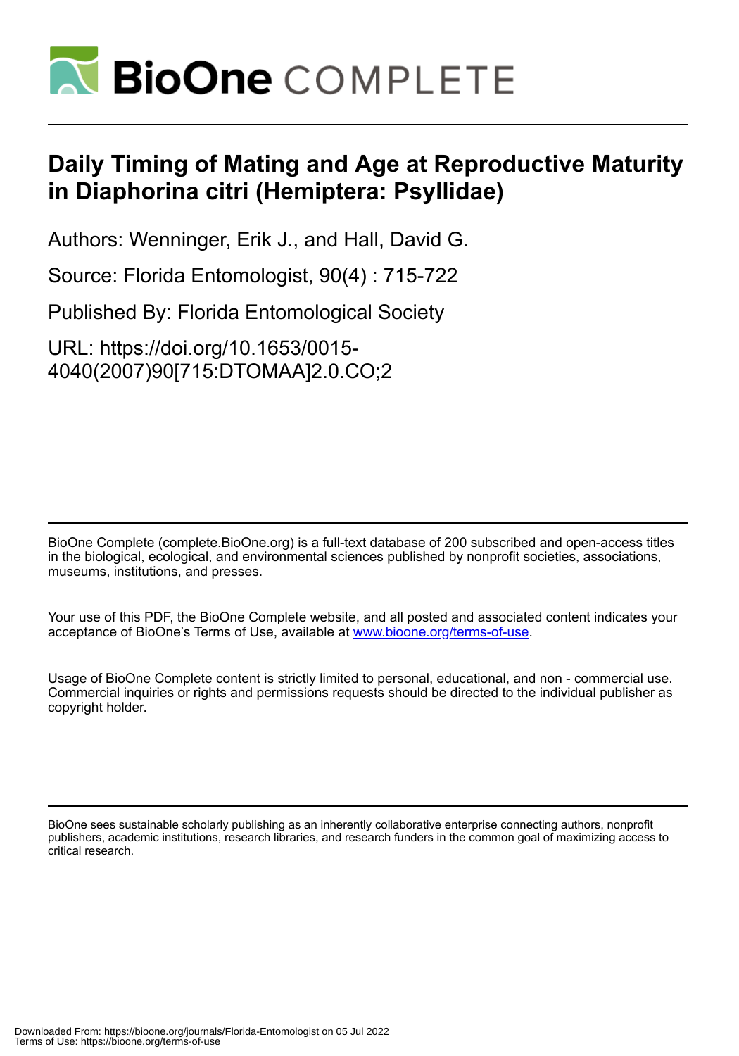# Daily Timing of Mating and Age at Reproductive Maturity in Diaphorina citri (Hemiptera: Psyllidae)

Authors: Wenninger, Erik J., and Hall, David G.

Source: Florida Entomologist, 90(4) : 715-722

Published By: Florida Entomological Society

URL: https://doi.org/10.1653/0015-4040(2007)90[715:DTOMAA]2.0.CO;2

BioOne Complete (complete.BioOne.org) is a full-text database of 200 subscribed and open-access titles in the biological, ecological, and environmental sciences published by nonprofit societies, associations, museums, institutions, and presses.

Your use of this PDF, the BioOne Complete website, and all posted and associated content indicates your acceptance of BioOne's Terms of Use, available at www.bioone.org/terms-of-use.

Usage of BioOne Complete content is strictly limited to personal, educational, and non - commercial use. Commercial inquiries or rights and permissions requests should be directed to the individual publisher as copyright holder.

BioOne sees sustainable scholarly publishing as an inherently collaborative enterprise connecting authors, nonprofit publishers, academic institutions, research libraries, and research funders in the common goal of maximizing access to critical research.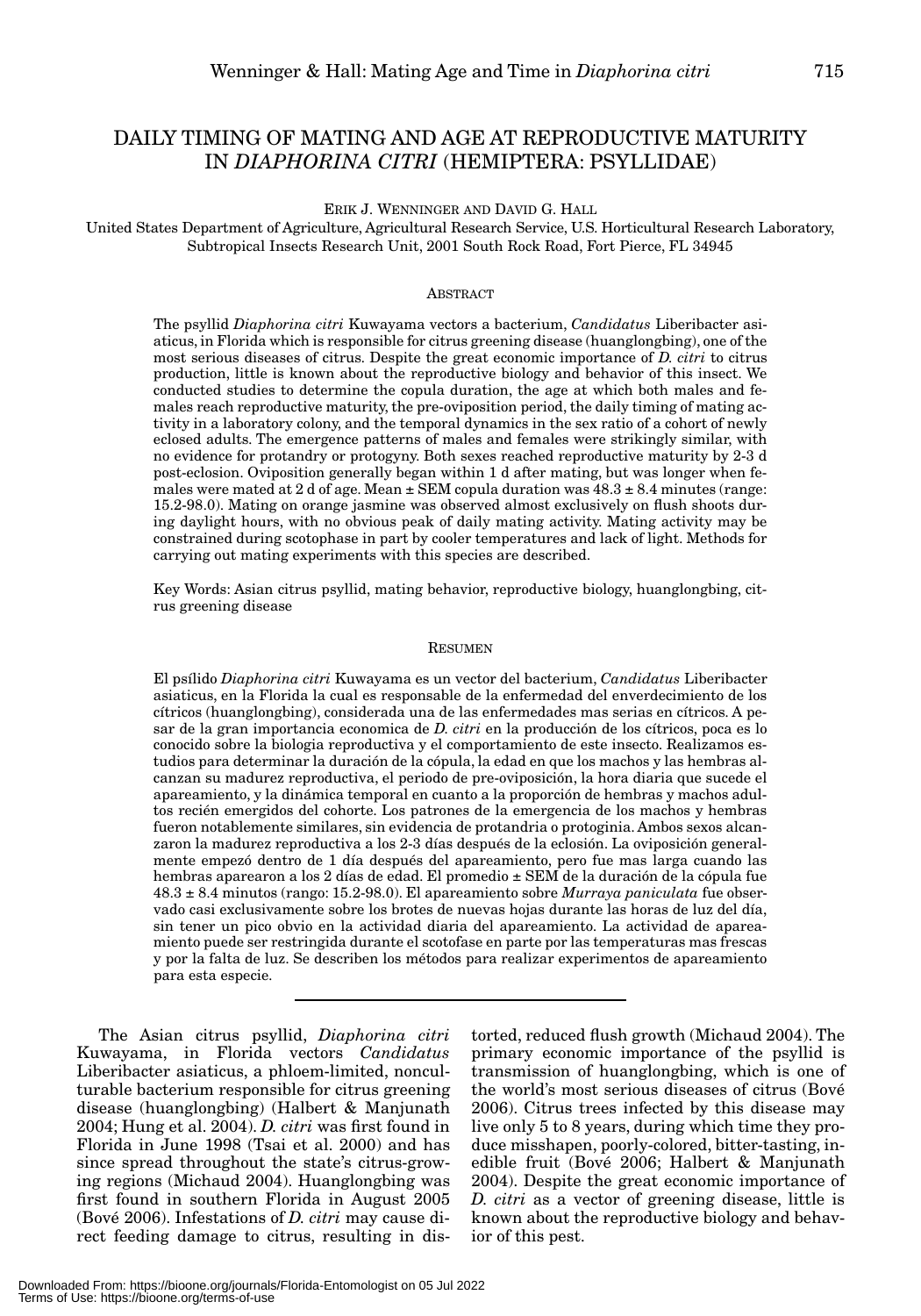# DAILY TIMING OF MATING AND AGE AT REPRODUCTIVE MATURITY IN *DIAPHORINA CITRI* (HEMIPTERA: PSYLLIDAE)

ERIK J. WENNINGER AND DAVID G. HALL

United States Department of Agriculture, Agricultural Research Service, U.S. Horticultural Research Laboratory, Subtropical Insects Research Unit, 2001 South Rock Road, Fort Pierce, FL 34945

## ABSTRACT

The psyllid *Diaphorina citri* Kuwayama vectors a bacterium, *Candidatus* Liberibacter asiaticus, in Florida which is responsible for citrus greening disease (huanglongbing), one of the most serious diseases of citrus. Despite the great economic importance of *D. citri* to citrus production, little is known about the reproductive biology and behavior of this insect. We conducted studies to determine the copula duration, the age at which both males and females reach reproductive maturity, the pre-oviposition period, the daily timing of mating activity in a laboratory colony, and the temporal dynamics in the sex ratio of a cohort of newly eclosed adults. The emergence patterns of males and females were strikingly similar, with no evidence for protandry or protogyny. Both sexes reached reproductive maturity by 2-3 d post-eclosion. Oviposition generally began within 1 d after mating, but was longer when females were mated at 2 d of age. Mean ± SEM copula duration was 48.3 ± 8.4 minutes (range: 15.2-98.0). Mating on orange jasmine was observed almost exclusively on flush shoots during daylight hours, with no obvious peak of daily mating activity. Mating activity may be constrained during scotophase in part by cooler temperatures and lack of light. Methods for carrying out mating experiments with this species are described.

Key Words: Asian citrus psyllid, mating behavior, reproductive biology, huanglongbing, citrus greening disease

## RESUMEN

El psílido *Diaphorina citri* Kuwayama es un vector del bacterium, *Candidatus* Liberibacter asiaticus, en la Florida la cual es responsable de la enfermedad del enverdecimiento de los cítricos (huanglongbing), considerada una de las enfermedades mas serias en cítricos. A pesar de la gran importancia economica de *D. citri* en la producción de los cítricos, poca es lo conocido sobre la biologia reproductiva y el comportamiento de este insecto. Realizamos estudios para determinar la duración de la cópula, la edad en que los machos y las hembras alcanzan su madurez reproductiva, el periodo de pre-oviposición, la hora diaria que sucede el apareamiento, y la dinámica temporal en cuanto a la proporción de hembras y machos adultos recién emergidos del cohorte. Los patrones de la emergencia de los machos y hembras fueron notablemente similares, sin evidencia de protandria o protoginia. Ambos sexos alcanzaron la madurez reproductiva a los 2-3 días después de la eclosión. La oviposición generalmente empezó dentro de 1 día después del apareamiento, pero fue mas larga cuando las hembras aparearon a los 2 días de edad. El promedio ± SEM de la duración de la cópula fue 48.3 ± 8.4 minutos (rango: 15.2-98.0). El apareamiento sobre *Murraya paniculata* fue observado casi exclusivamente sobre los brotes de nuevas hojas durante las horas de luz del día, sin tener un pico obvio en la actividad diaria del apareamiento. La actividad de apareamiento puede ser restringida durante el scotofase en parte por las temperaturas mas frescas y por la falta de luz. Se describen los métodos para realizar experimentos de apareamiento para esta especie.

The Asian citrus psyllid, *Diaphorina citri* Kuwayama, in Florida vectors *Candidatus* Liberibacter asiaticus, a phloem-limited, nonculturable bacterium responsible for citrus greening disease (huanglongbing) (Halbert & Manjunath 2004; Hung et al. 2004). *D. citri* was first found in Florida in June 1998 (Tsai et al. 2000) and has since spread throughout the state's citrus-growing regions (Michaud 2004). Huanglongbing was first found in southern Florida in August 2005 (Bové 2006). Infestations of *D. citri* may cause direct feeding damage to citrus, resulting in distorted, reduced flush growth (Michaud 2004). The primary economic importance of the psyllid is transmission of huanglongbing, which is one of the world's most serious diseases of citrus (Bové 2006). Citrus trees infected by this disease may live only 5 to 8 years, during which time they produce misshapen, poorly-colored, bitter-tasting, inedible fruit (Bové 2006; Halbert & Manjunath 2004). Despite the great economic importance of *D. citri* as a vector of greening disease, little is known about the reproductive biology and behavior of this pest.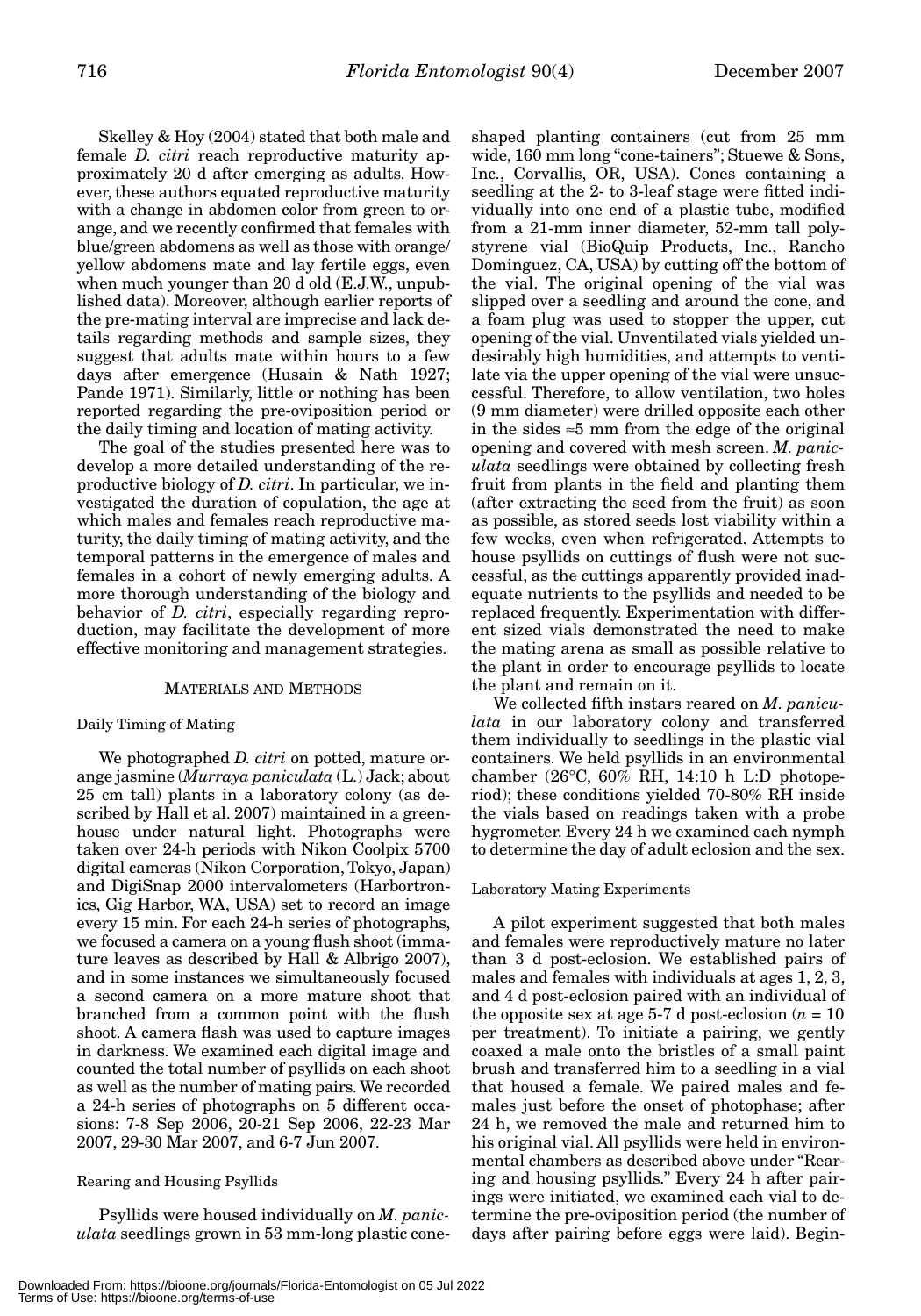Skelley & Hoy (2004) stated that both male and female *D. citri* reach reproductive maturity approximately 20 d after emerging as adults. However, these authors equated reproductive maturity with a change in abdomen color from green to orange, and we recently confirmed that females with blue/green abdomens as well as those with orange/yellow abdomens mate and lay fertile eggs, even when much younger than 20 d old (E.J.W., unpublished data). Moreover, although earlier reports of the pre-mating interval are imprecise and lack details regarding methods and sample sizes, they suggest that adults mate within hours to a few days after emergence (Husain & Nath 1927; Pande 1971). Similarly, little or nothing has been reported regarding the pre-oviposition period or the daily timing and location of mating activity.

The goal of the studies presented here was to develop a more detailed understanding of the reproductive biology of *D. citri*. In particular, we investigated the duration of copulation, the age at which males and females reach reproductive maturity, the daily timing of mating activity, and the temporal patterns in the emergence of males and females in a cohort of newly emerging adults. A more thorough understanding of the biology and behavior of *D. citri*, especially regarding reproduction, may facilitate the development of more effective monitoring and management strategies.

## MATERIALS AND METHODS

### Daily Timing of Mating

We photographed *D. citri* on potted, mature orange jasmine (*Murraya paniculata* (L.) Jack; about 25 cm tall) plants in a laboratory colony (as described by Hall et al. 2007) maintained in a greenhouse under natural light. Photographs were taken over 24-h periods with Nikon Coolpix 5700 digital cameras (Nikon Corporation, Tokyo, Japan) and DigiSnap 2000 intervalometers (Harbortronics, Gig Harbor, WA, USA) set to record an image every 15 min. For each 24-h series of photographs, we focused a camera on a young flush shoot (immature leaves as described by Hall & Albrigo 2007), and in some instances we simultaneously focused a second camera on a more mature shoot that branched from a common point with the flush shoot. A camera flash was used to capture images in darkness. We examined each digital image and counted the total number of psyllids on each shoot as well as the number of mating pairs. We recorded a 24-h series of photographs on 5 different occasions: 7-8 Sep 2006, 20-21 Sep 2006, 22-23 Mar 2007, 29-30 Mar 2007, and 6-7 Jun 2007.

### Rearing and Housing Psyllids

Psyllids were housed individually on *M. paniculata* seedlings grown in 53 mm-long plastic cone-shaped planting containers (cut from 25 mm wide, 160 mm long "cone-tainers"; Stuewe & Sons, Inc., Corvallis, OR, USA). Cones containing a seedling at the 2- to 3-leaf stage were fitted individually into one end of a plastic tube, modified from a 21-mm inner diameter, 52-mm tall polystyrene vial (BioQuip Products, Inc., Rancho Dominguez, CA, USA) by cutting off the bottom of the vial. The original opening of the vial was slipped over a seedling and around the cone, and a foam plug was used to stopper the upper, cut opening of the vial. Unventilated vials yielded undesirably high humidities, and attempts to ventilate via the upper opening of the vial were unsuccessful. Therefore, to allow ventilation, two holes (9 mm diameter) were drilled opposite each other in the sides ≈5 mm from the edge of the original opening and covered with mesh screen. *M. paniculata* seedlings were obtained by collecting fresh fruit from plants in the field and planting them (after extracting the seed from the fruit) as soon as possible, as stored seeds lost viability within a few weeks, even when refrigerated. Attempts to house psyllids on cuttings of flush were not successful, as the cuttings apparently provided inadequate nutrients to the psyllids and needed to be replaced frequently. Experimentation with different sized vials demonstrated the need to make the mating arena as small as possible relative to the plant in order to encourage psyllids to locate the plant and remain on it.

We collected fifth instars reared on *M. paniculata* in our laboratory colony and transferred them individually to seedlings in the plastic vial containers. We held psyllids in an environmental chamber (26°C, 60% RH, 14:10 h L:D photoperiod); these conditions yielded 70-80% RH inside the vials based on readings taken with a probe hygrometer. Every 24 h we examined each nymph to determine the day of adult eclosion and the sex.

### Laboratory Mating Experiments

A pilot experiment suggested that both males and females were reproductively mature no later than 3 d post-eclosion. We established pairs of males and females with individuals at ages 1, 2, 3, and 4 d post-eclosion paired with an individual of the opposite sex at age 5-7 d post-eclosion ($n = 10$ per treatment). To initiate a pairing, we gently coaxed a male onto the bristles of a small paint brush and transferred him to a seedling in a vial that housed a female. We paired males and females just before the onset of photophase; after 24 h, we removed the male and returned him to his original vial. All psyllids were held in environmental chambers as described above under "Rearing and housing psyllids." Every 24 h after pairings were initiated, we examined each vial to determine the pre-oviposition period (the number of days after pairing before eggs were laid). Begin-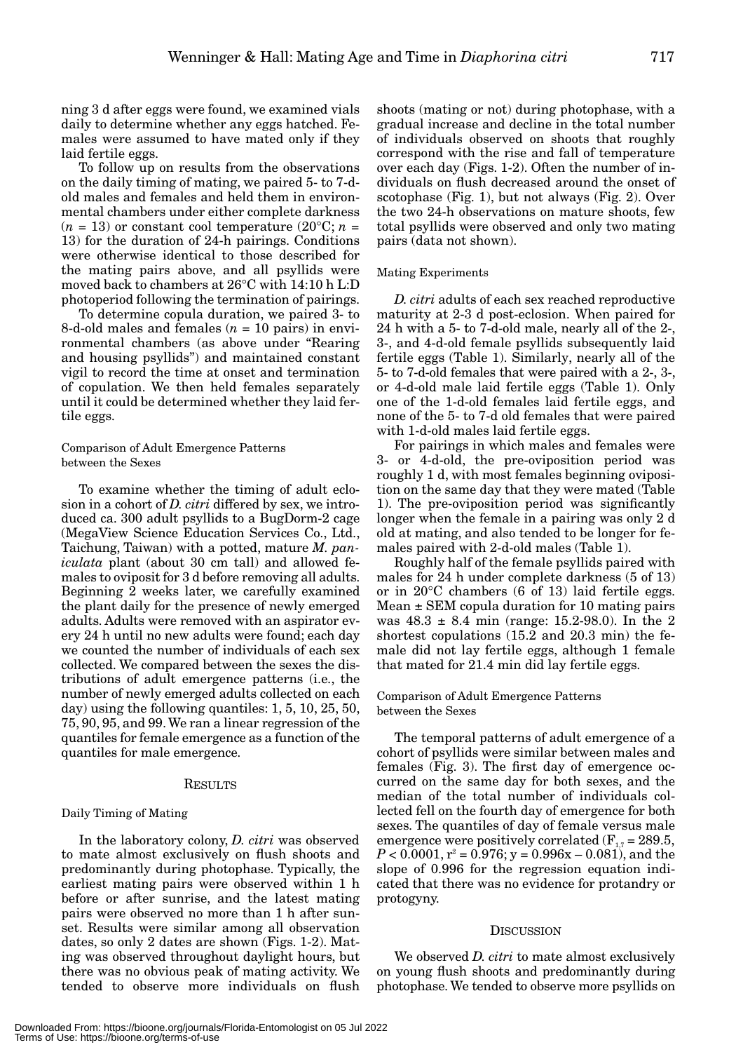ning 3 d after eggs were found, we examined vials daily to determine whether any eggs hatched. Females were assumed to have mated only if they laid fertile eggs.

To follow up on results from the observations on the daily timing of mating, we paired 5- to 7-d-old males and females and held them in environmental chambers under either complete darkness ($n = 13$) or constant cool temperature (20°C; $n = 13$) for the duration of 24-h pairings. Conditions were otherwise identical to those described for the mating pairs above, and all psyllids were moved back to chambers at 26°C with 14:10 h L:D photoperiod following the termination of pairings.

To determine copula duration, we paired 3- to 8-d-old males and females ($n = 10$ pairs) in environmental chambers (as above under "Rearing and housing psyllids") and maintained constant vigil to record the time at onset and termination of copulation. We then held females separately until it could be determined whether they laid fertile eggs.

### Comparison of Adult Emergence Patterns between the Sexes

To examine whether the timing of adult eclosion in a cohort of *D. citri* differed by sex, we introduced ca. 300 adult psyllids to a BugDorm-2 cage (MegaView Science Education Services Co., Ltd., Taichung, Taiwan) with a potted, mature *M. paniculata* plant (about 30 cm tall) and allowed females to oviposit for 3 d before removing all adults. Beginning 2 weeks later, we carefully examined the plant daily for the presence of newly emerged adults. Adults were removed with an aspirator every 24 h until no new adults were found; each day we counted the number of individuals of each sex collected. We compared between the sexes the distributions of adult emergence patterns (i.e., the number of newly emerged adults collected on each day) using the following quantiles: 1, 5, 10, 25, 50, 75, 90, 95, and 99. We ran a linear regression of the quantiles for female emergence as a function of the quantiles for male emergence.

## RESULTS

### Daily Timing of Mating

In the laboratory colony, *D. citri* was observed to mate almost exclusively on flush shoots and predominantly during photophase. Typically, the earliest mating pairs were observed within 1 h before or after sunrise, and the latest mating pairs were observed no more than 1 h after sunset. Results were similar among all observation dates, so only 2 dates are shown (Figs. 1-2). Mating was observed throughout daylight hours, but there was no obvious peak of mating activity. We tended to observe more individuals on flush shoots (mating or not) during photophase, with a gradual increase and decline in the total number of individuals observed on shoots that roughly correspond with the rise and fall of temperature over each day (Figs. 1-2). Often the number of individuals on flush decreased around the onset of scotophase (Fig. 1), but not always (Fig. 2). Over the two 24-h observations on mature shoots, few total psyllids were observed and only two mating pairs (data not shown).

### Mating Experiments

*D. citri* adults of each sex reached reproductive maturity at 2-3 d post-eclosion. When paired for 24 h with a 5- to 7-d-old male, nearly all of the 2-, 3-, and 4-d-old female psyllids subsequently laid fertile eggs (Table 1). Similarly, nearly all of the 5- to 7-d-old females that were paired with a 2-d, 3-, or 4-d-old male laid fertile eggs (Table 1). Only one of the 1-d-old females laid fertile eggs, and none of the 5- to 7-d old females that were paired with 1-d-old males laid fertile eggs.

For pairings in which males and females were 3- or 4-d-old, the pre-oviposition period was roughly 1 d, with most females beginning oviposition on the same day that they were mated (Table 1). The pre-oviposition period was significantly longer when the female in a pairing was only 2 d old at mating, and also tended to be longer for females paired with 2-d-old males (Table 1).

Roughly half of the female psyllids paired with males for 24 h under complete darkness (5 of 13) or in 20°C chambers (6 of 13) laid fertile eggs. Mean ± SEM copula duration for 10 mating pairs was 48.3 ± 8.4 min (range: 15.2-98.0). In the 2 shortest copulations (15.2 and 20.3 min) the female did not lay fertile eggs, although 1 female that mated for 21.4 min did lay fertile eggs.

### Comparison of Adult Emergence Patterns between the Sexes

The temporal patterns of adult emergence of a cohort of psyllids were similar between males and females (Fig. 3). The first day of emergence occurred on the same day for both sexes, and the median of the total number of individuals collected fell on the fourth day of emergence for both sexes. The quantiles of day of female versus male emergence were positively correlated ($F_{1,7} = 289.5$, $P < 0.0001$, $r^2 = 0.976$; $y = 0.996x - 0.081$), and the slope of 0.996 for the regression equation indicated that there was no evidence for protandry or protogyny.

## DISCUSSION

We observed *D. citri* to mate almost exclusively on young flush shoots and predominantly during photophase. We tended to observe more psyllids on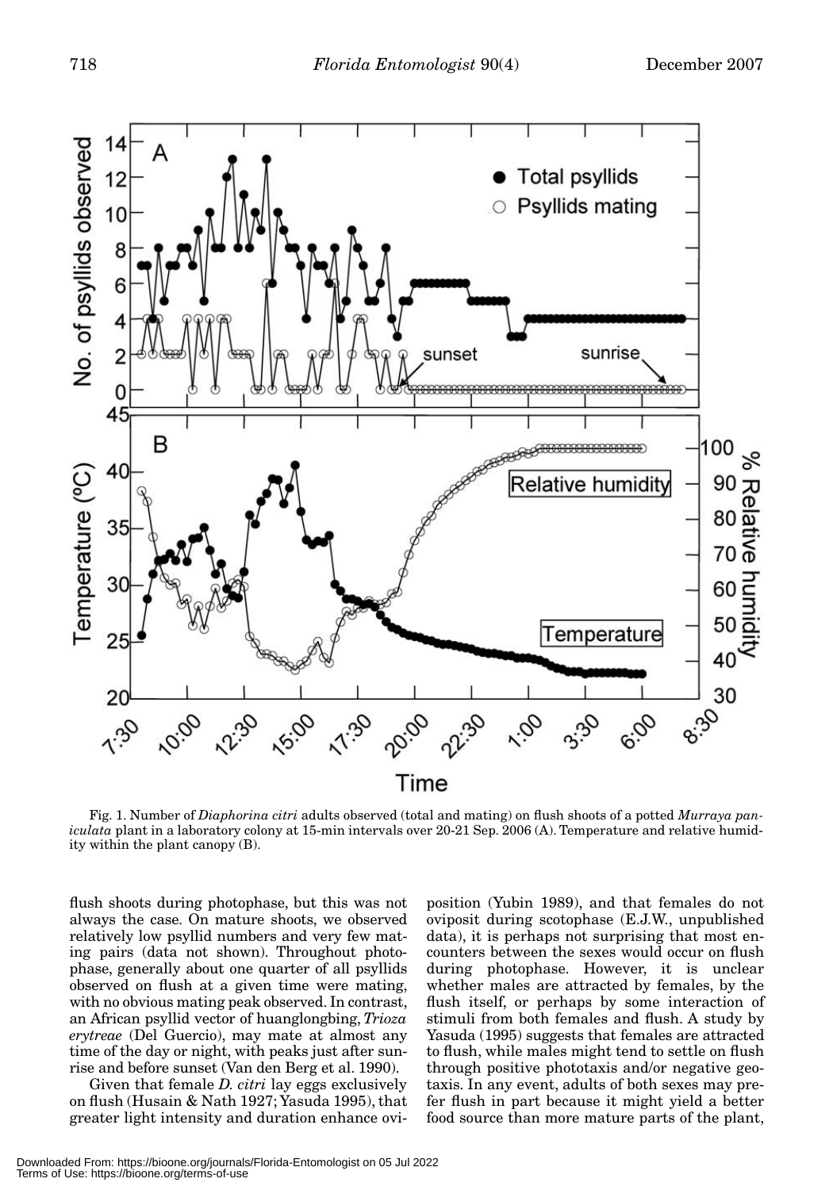Fig. 1. Number of *Diaphorina citri* adults observed (total and mating) on flush shoots of a potted *Murraya paniculata* plant in a laboratory colony at 15-min intervals over 20-21 Sep. 2006 (A). Temperature and relative humidity within the plant canopy (B).

flush shoots during photophase, but this was not always the case. On mature shoots, we observed relatively low psyllid numbers and very few mating pairs (data not shown). Throughout photophase, generally about one quarter of all psyllids observed on flush at a given time were mating, with no obvious mating peak observed. In contrast, an African psyllid vector of huanglongbing, *Trioza erytreae* (Del Guercio), may mate at almost any time of the day or night, with peaks just after sunrise and before sunset (Van den Berg et al. 1990).

Given that female *D. citri* lay eggs exclusively on flush (Husain & Nath 1927; Yasuda 1995), that greater light intensity and duration enhance oviposition (Yubin 1989), and that females do not oviposit during scotophase (E.J.W., unpublished data), it is perhaps not surprising that most encounters between the sexes would occur on flush during photophase. However, it is unclear whether males are attracted by females, by the flush itself, or perhaps by some interaction of stimuli from both females and flush. A study by Yasuda (1995) suggests that females are attracted to flush, while males might tend to settle on flush through positive phototaxis and/or negative geotaxis. In any event, adults of both sexes may prefer flush in part because it might yield a better food source than more mature parts of the plant,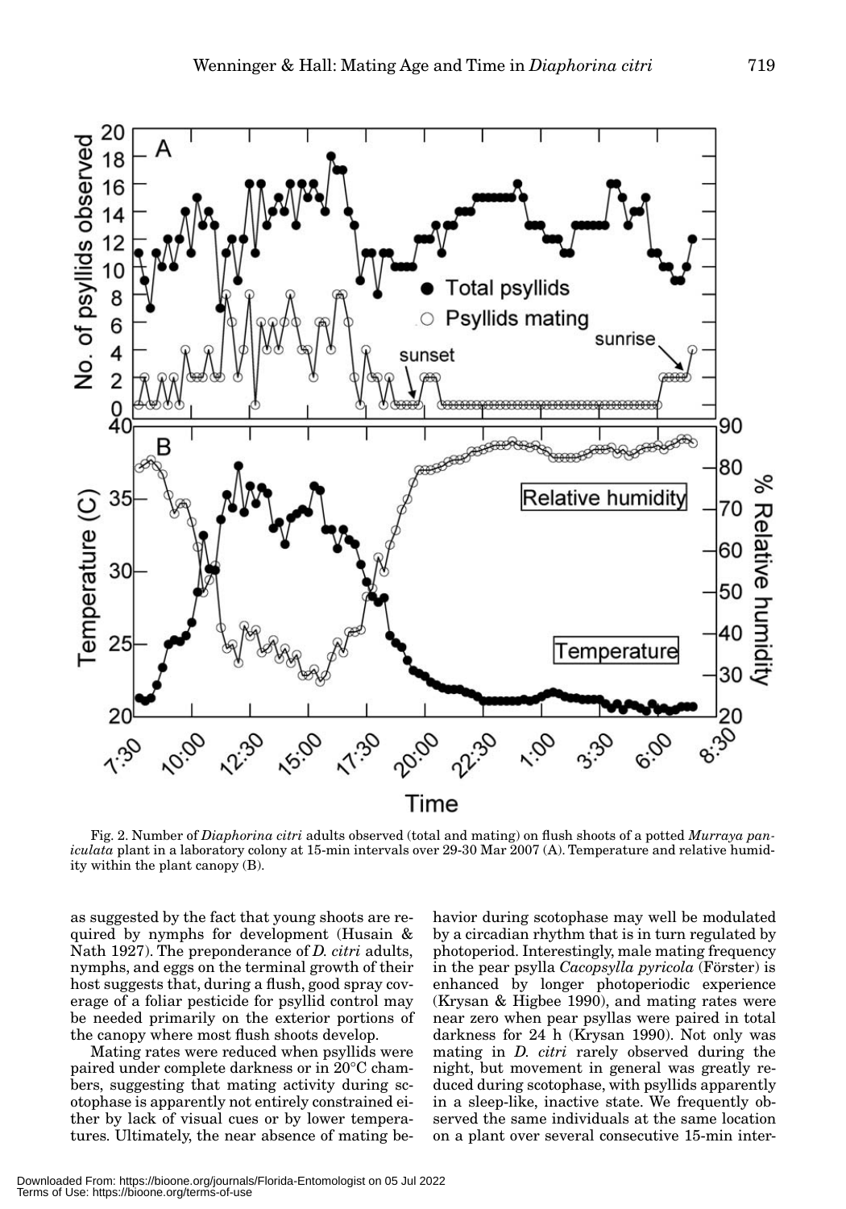Fig. 2. Number of *Diaphorina citri* adults observed (total and mating) on flush shoots of a potted *Murraya paniculata* plant in a laboratory colony at 15-min intervals over 29-30 Mar 2007 (A). Temperature and relative humidity within the plant canopy (B).

as suggested by the fact that young shoots are required by nymphs for development (Husain & Nath 1927). The preponderance of *D. citri* adults, nymphs, and eggs on the terminal growth of their host suggests that, during a flush, good spray coverage of a foliar pesticide for psyllid control may be needed primarily on the exterior portions of the canopy where most flush shoots develop.

Mating rates were reduced when psyllids were paired under complete darkness or in 20°C chambers, suggesting that mating activity during scotophase is apparently not entirely constrained either by lack of visual cues or by lower temperatures. Ultimately, the near absence of mating behavior during scotophase may well be modulated by a circadian rhythm that is in turn regulated by photoperiod. Interestingly, male mating frequency in the pear psylla *Cacopsylla pyricola* (Förster) is enhanced by longer photoperiodic experience (Krysan & Higbee 1990), and mating rates were near zero when pear psyllas were paired in total darkness for 24 h (Krysan 1990). Not only was mating in *D. citri* rarely observed during the night, but movement in general was greatly reduced during scotophase, with psyllids apparently in a sleep-like, inactive state. We frequently observed the same individuals at the same location on a plant over several consecutive 15-min inter-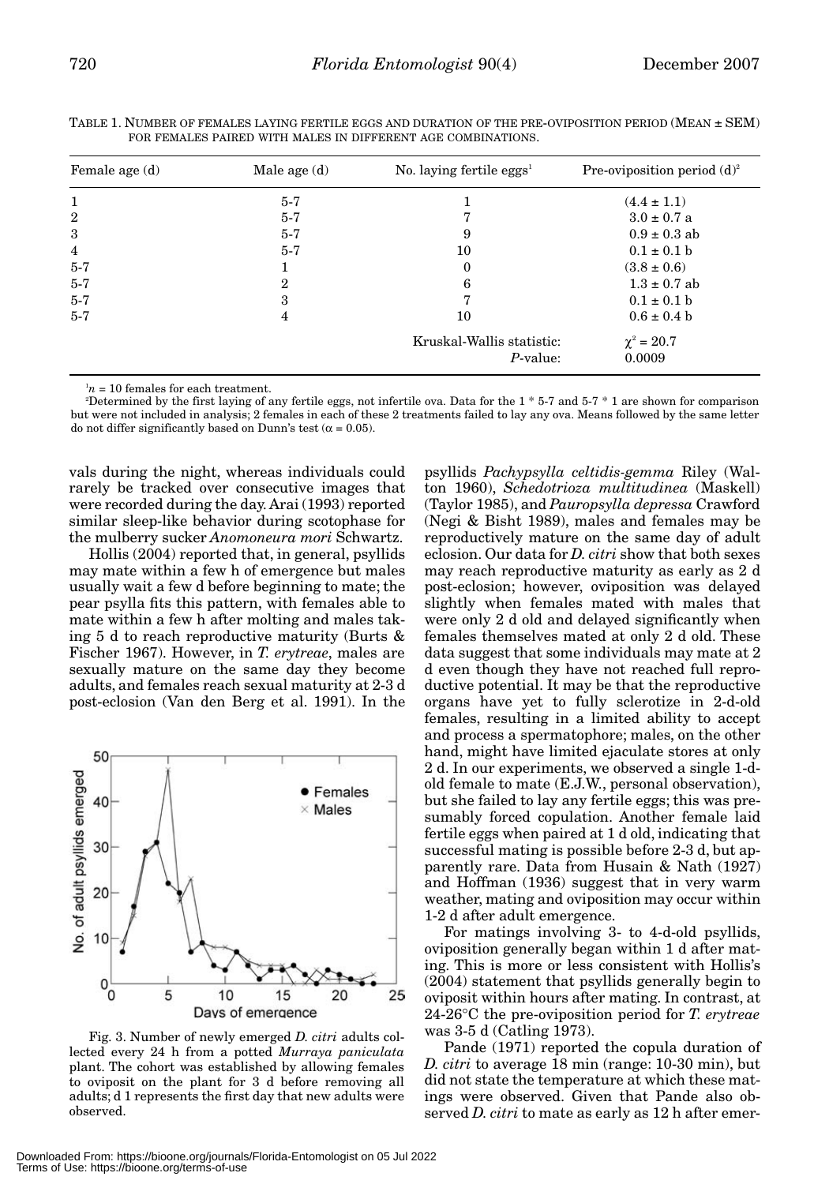TABLE 1. NUMBER OF FEMALES LAYING FERTILE EGGS AND DURATION OF THE PRE-OVIPOSITION PERIOD (MEAN ± SEM) FOR FEMALES PAIRED WITH MALES IN DIFFERENT AGE COMBINATIONS.

| Female age (d) | Male age (d) | No. laying fertile eggs[1] | Pre-oviposition period (d)[2] |
|---|---|---|---|
| 1 | 5-7 | 1 | (4.4 ± 1.1) |
| 2 | 5-7 | 7 | 3.0 ± 0.7 a |
| 3 | 5-7 | 9 | 0.9 ± 0.3 ab |
| 4 | 5-7 | 10 | 0.1 ± 0.1 b |
| 5-7 | 1 | 0 | (3.8 ± 0.6) |
| 5-7 | 2 | 6 | 1.3 ± 0.7 ab |
| 5-7 | 3 | 7 | 0.1 ± 0.1 b |
| 5-7 | 4 | 10 | 0.6 ± 0.4 b |
| | | Kruskal-Wallis statistic: | $\chi^2 = 20.7$ |
| | | *P*-value: | 0.0009 |

[1]$n$ = 10 females for each treatment.

[2]Determined by the first laying of any fertile eggs, not infertile ova. Data for the 1 * 5-7 and 5-7 * 1 are shown for comparison but were not included in analysis; 2 females in each of these 2 treatments failed to lay any ova. Means followed by the same letter do not differ significantly based on Dunn's test ($\alpha = 0.05$).

vals during the night, whereas individuals could rarely be tracked over consecutive images that were recorded during the day. Arai (1993) reported similar sleep-like behavior during scotophase for the mulberry sucker *Anomoneura mori* Schwartz.

Hollis (2004) reported that, in general, psyllids may mate within a few h of emergence but males usually wait a few d before beginning to mate; the pear psylla fits this pattern, with females able to mate within a few h after molting and males taking 5 d to reach reproductive maturity (Burts & Fischer 1967). However, in *T. erytreae*, males are sexually mature on the same day they become adults, and females reach sexual maturity at 2-3 d post-eclosion (Van den Berg et al. 1991). In the psyllids *Pachypsylla celtidis-gemma* Riley (Walton 1960), *Schedotrioza multitudinea* (Maskell) (Taylor 1985), and *Pauropsylla depressa* Crawford (Negi & Bisht 1989), males and females may be reproductively mature on the same day of adult eclosion. Our data for *D. citri* show that both sexes may reach reproductive maturity as early as 2 d post-eclosion; however, oviposition was delayed slightly when females mated with males that were only 2 d old and delayed significantly when females themselves mated at only 2 d old. These data suggest that some individuals may mate at 2 d even though they have not reached full reproductive potential. It may be that the reproductive organs have yet to fully sclerotize in 2-d-old females, resulting in a limited ability to accept and process a spermatophore; males, on the other hand, might have limited ejaculate stores at only 2 d. In our experiments, we observed a single 1-d-old female to mate (E.J.W., personal observation), but she failed to lay any fertile eggs; this was presumably forced copulation. Another female laid fertile eggs when paired at 1 d old, indicating that successful mating is possible before 2-3 d, but apparently rare. Data from Husain & Nath (1927) and Hoffman (1936) suggest that in very warm weather, mating and oviposition may occur within 1-2 d after adult emergence.

Fig. 3. Number of newly emerged *D. citri* adults collected every 24 h from a potted *Murraya paniculata* plant. The cohort was established by allowing females to oviposit on the plant for 3 d before removing all adults; d 1 represents the first day that new adults were observed.

For matings involving 3- to 4-d-old psyllids, oviposition generally began within 1 d after mating. This is more or less consistent with Hollis's (2004) statement that psyllids generally begin to oviposit within hours after mating. In contrast, at 24-26°C the pre-oviposition period for *T. erytreae* was 3-5 d (Catling 1973).

Pande (1971) reported the copula duration of *D. citri* to average 18 min (range: 10-30 min), but did not state the temperature at which these matings were observed. Given that Pande also observed *D. citri* to mate as early as 12 h after emer-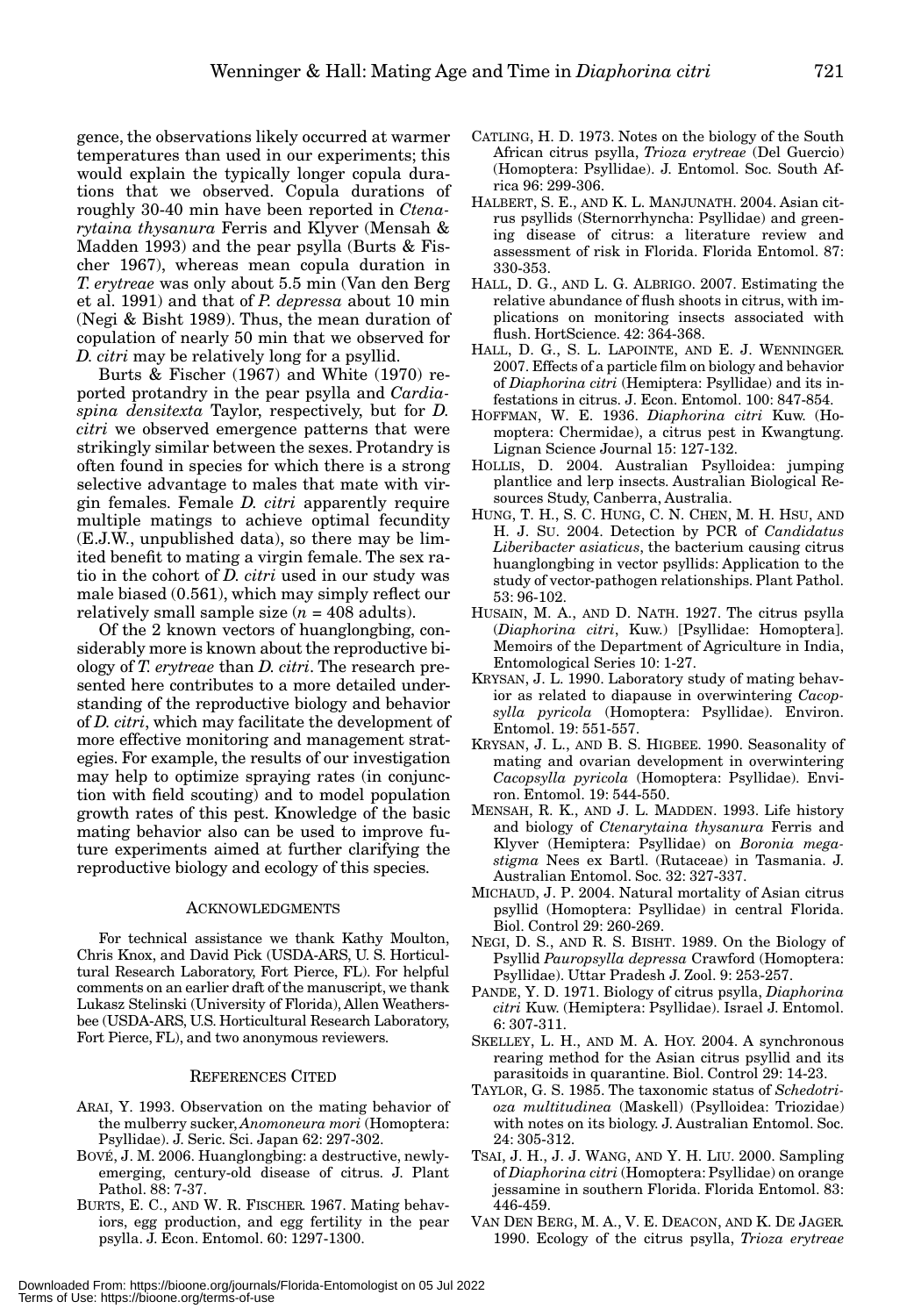gence, the observations likely occurred at warmer temperatures than used in our experiments; this would explain the typically longer copula durations that we observed. Copula durations of roughly 30-40 min have been reported in *Ctenarytaina thysanura* Ferris and Klyver (Mensah & Madden 1993) and the pear psylla (Burts & Fischer 1967), whereas mean copula duration in *T. erytreae* was only about 5.5 min (Van den Berg et al. 1991) and that of *P. depressa* about 10 min (Negi & Bisht 1989). Thus, the mean duration of copulation of nearly 50 min that we observed for *D. citri* may be relatively long for a psyllid.

Burts & Fischer (1967) and White (1970) reported protandry in the pear psylla and *Cardiaspina densitexta* Taylor, respectively, but for *D. citri* we observed emergence patterns that were strikingly similar between the sexes. Protandry is often found in species for which there is a strong selective advantage to males that mate with virgin females. Female *D. citri* apparently require multiple matings to achieve optimal fecundity (E.J.W., unpublished data), so there may be limited benefit to mating a virgin female. The sex ratio in the cohort of *D. citri* used in our study was male biased (0.561), which may simply reflect our relatively small sample size ($n$ = 408 adults).

Of the 2 known vectors of huanglongbing, considerably more is known about the reproductive biology of *T. erytreae* than *D. citri*. The research presented here contributes to a more detailed understanding of the reproductive biology and behavior of *D. citri*, which may facilitate the development of more effective monitoring and management strategies. For example, the results of our investigation may help to optimize spraying rates (in conjunction with field scouting) and to model population growth rates of this pest. Knowledge of the basic mating behavior also can be used to improve future experiments aimed at further clarifying the reproductive biology and ecology of this species.

## ACKNOWLEDGMENTS

For technical assistance we thank Kathy Moulton, Chris Knox, and David Pick (USDA-ARS, U. S. Horticultural Research Laboratory, Fort Pierce, FL). For helpful comments on an earlier draft of the manuscript, we thank Lukasz Stelinski (University of Florida), Allen Weathersbee (USDA-ARS, U.S. Horticultural Research Laboratory, Fort Pierce, FL), and two anonymous reviewers.

## REFERENCES CITED

ARAI, Y. 1993. Observation on the mating behavior of the mulberry sucker, *Anomoneura mori* (Homoptera: Psyllidae). J. Seric. Sci. Japan 62: 297-302.

BOVÉ, J. M. 2006. Huanglongbing: a destructive, newly-emerging, century-old disease of citrus. J. Plant Pathol. 88: 7-37.

BURTS, E. C., AND W. R. FISCHER. 1967. Mating behaviors, egg production, and egg fertility in the pear psylla. J. Econ. Entomol. 60: 1297-1300.

CATLING, H. D. 1973. Notes on the biology of the South African citrus psylla, *Trioza erytreae* (Del Guercio) (Homoptera: Psyllidae). J. Entomol. Soc. South Africa 96: 299-306.

HALBERT, S. E., AND K. L. MANJUNATH. 2004. Asian citrus psyllids (Sternorrhyncha: Psyllidae) and greening disease of citrus: a literature review and assessment of risk in Florida. Florida Entomol. 87: 330-353.

HALL, D. G., AND L. G. ALBRIGO. 2007. Estimating the relative abundance of flush shoots in citrus, with implications on monitoring insects associated with flush. HortScience. 42: 364-368.

HALL, D. G., S. L. LAPOINTE, AND E. J. WENNINGER. 2007. Effects of a particle film on biology and behavior of *Diaphorina citri* (Hemiptera: Psyllidae) and its infestations in citrus. J. Econ. Entomol. 100: 847-854.

HOFFMAN, W. E. 1936. *Diaphorina citri* Kuw. (Homoptera: Chermidae), a citrus pest in Kwangtung. Lignan Science Journal 15: 127-132.

HOLLIS, D. 2004. Australian Psylloidea: jumping plantlice and lerp insects. Australian Biological Resources Study, Canberra, Australia.

HUNG, T. H., S. C. HUNG, C. N. CHEN, M. H. HSU, AND H. J. SU. 2004. Detection by PCR of *Candidatus Liberibacter asiaticus*, the bacterium causing citrus huanglongbing in vector psyllids: Application to the study of vector-pathogen relationships. Plant Pathol. 53: 96-102.

HUSAIN, M. A., AND D. NATH. 1927. The citrus psylla (*Diaphorina citri*, Kuw.) [Psyllidae: Homoptera]. Memoirs of the Department of Agriculture in India, Entomological Series 10: 1-27.

KRYSAN, J. L. 1990. Laboratory study of mating behavior as related to diapause in overwintering *Cacopsylla pyricola* (Homoptera: Psyllidae). Environ. Entomol. 19: 551-557.

KRYSAN, J. L., AND B. S. HIGBEE. 1990. Seasonality of mating and ovarian development in overwintering *Cacopsylla pyricola* (Homoptera: Psyllidae). Environ. Entomol. 19: 544-550.

MENSAH, R. K., AND J. L. MADDEN. 1993. Life history and biology of *Ctenarytaina thysanura* Ferris and Klyver (Hemiptera: Psyllidae) on *Boronia megastigma* Nees ex Bartl. (Rutaceae) in Tasmania. J. Australian Entomol. Soc. 32: 327-337.

MICHAUD, J. P. 2004. Natural mortality of Asian citrus psyllid (Homoptera: Psyllidae) in central Florida. Biol. Control 29: 260-269.

NEGI, D. S., AND R. S. BISHT. 1989. On the Biology of Psyllid *Pauropsylla depressa* Crawford (Homoptera: Psyllidae). Uttar Pradesh J. Zool. 9: 253-257.

PANDE, Y. D. 1971. Biology of citrus psylla, *Diaphorina citri* Kuw. (Hemiptera: Psyllidae). Israel J. Entomol. 6: 307-311.

SKELLEY, L. H., AND M. A. HOY. 2004. A synchronous rearing method for the Asian citrus psyllid and its parasitoids in quarantine. Biol. Control 29: 14-23.

TAYLOR, G. S. 1985. The taxonomic status of *Schedotrioza multitudinea* (Maskell) (Psylloidea: Triozidae) with notes on its biology. J. Australian Entomol. Soc. 24: 305-312.

TSAI, J. H., J. J. WANG, AND Y. H. LIU. 2000. Sampling of *Diaphorina citri* (Homoptera: Psyllidae) on orange jessamine in southern Florida. Florida Entomol. 83: 446-459.

VAN DEN BERG, M. A., V. E. DEACON, AND K. DE JAGER. 1990. Ecology of the citrus psylla, *Trioza erytreae*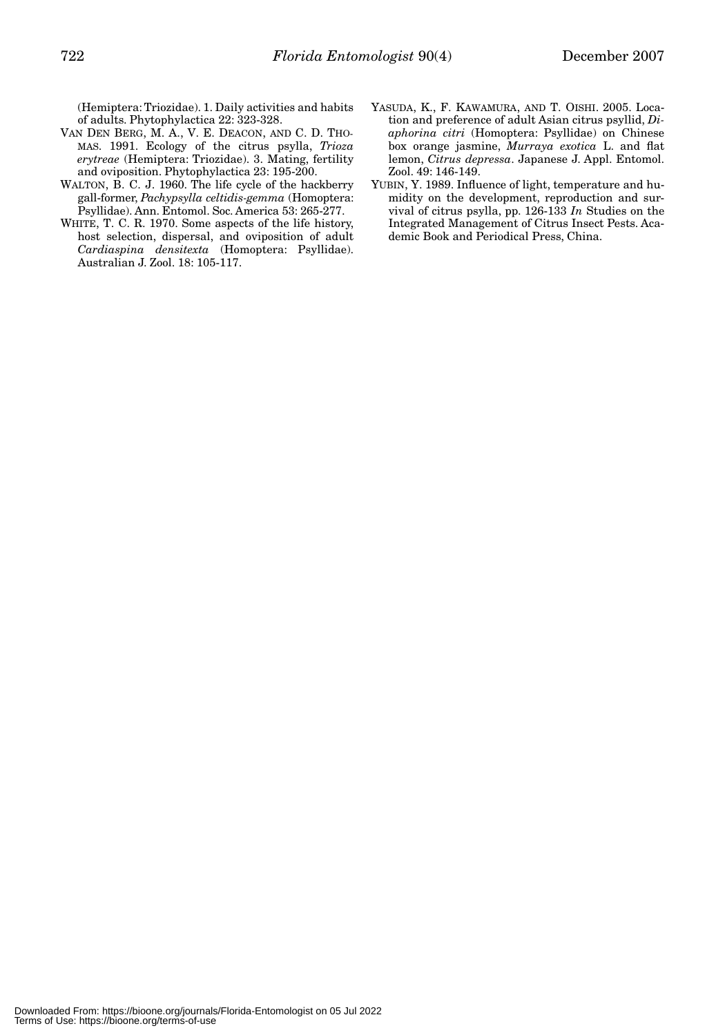(Hemiptera: Triozidae). 1. Daily activities and habits of adults. Phytophylactica 22: 323-328.

VAN DEN BERG, M. A., V. E. DEACON, AND C. D. THOMAS. 1991. Ecology of the citrus psylla, *Trioza erytreae* (Hemiptera: Triozidae). 3. Mating, fertility and oviposition. Phytophylactica 23: 195-200.

WALTON, B. C. J. 1960. The life cycle of the hackberry gall-former, *Pachypsylla celtidis-gemma* (Homoptera: Psyllidae). Ann. Entomol. Soc. America 53: 265-277.

WHITE, T. C. R. 1970. Some aspects of the life history, host selection, dispersal, and oviposition of adult *Cardiaspina densitexta* (Homoptera: Psyllidae). Australian J. Zool. 18: 105-117.

YASUDA, K., F. KAWAMURA, AND T. OISHI. 2005. Location and preference of adult Asian citrus psyllid, *Diaphorina citri* (Homoptera: Psyllidae) on Chinese box orange jasmine, *Murraya exotica* L. and flat lemon, *Citrus depressa*. Japanese J. Appl. Entomol. Zool. 49: 146-149.

YUBIN, Y. 1989. Influence of light, temperature and humidity on the development, reproduction and survival of citrus psylla, pp. 126-133 *In* Studies on the Integrated Management of Citrus Insect Pests. Academic Book and Periodical Press, China.